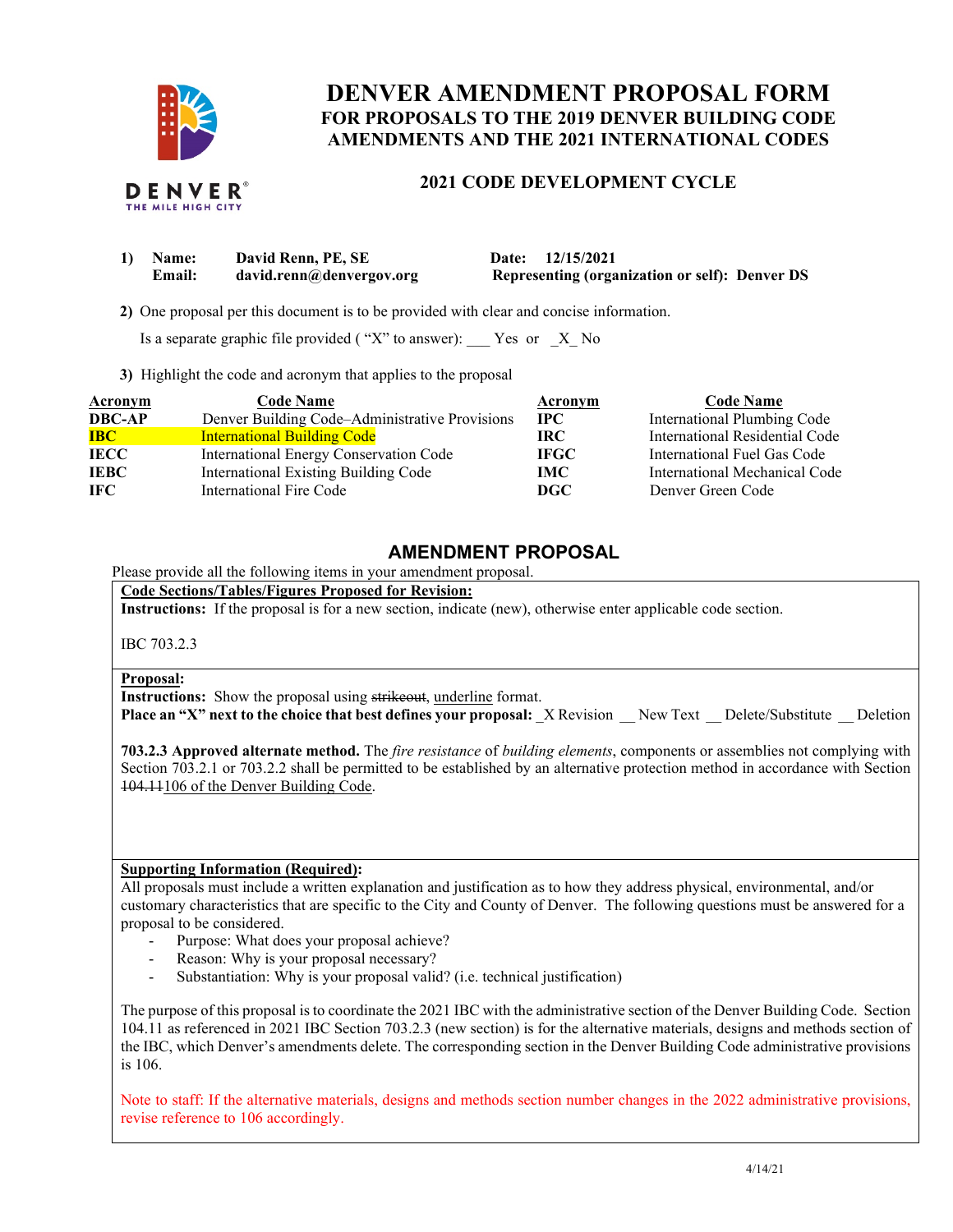DENVER
THE MILE HIGH CITY

# DENVER AMENDMENT PROPOSAL FORM

## FOR PROPOSALS TO THE 2019 DENVER BUILDING CODE AMENDMENTS AND THE 2021 INTERNATIONAL CODES

### 2021 CODE DEVELOPMENT CYCLE

1) **Name:** **David Renn, PE, SE** **Date:** **12/15/2021**
   **Email:** **david.renn@denvergov.org** **Representing (organization or self):** **Denver DS**

2) One proposal per this document is to be provided with clear and concise information.

   Is a separate graphic file provided ( "X" to answer): ___ Yes or _X_ No

3) Highlight the code and acronym that applies to the proposal

| Acronym | Code Name | Acronym | Code Name |
|---|---|---|---|
| **DBC-AP** | Denver Building Code–Administrative Provisions | **IPC** | International Plumbing Code |
| **IBC** | International Building Code | **IRC** | International Residential Code |
| **IECC** | International Energy Conservation Code | **IFGC** | International Fuel Gas Code |
| **IEBC** | International Existing Building Code | **IMC** | International Mechanical Code |
| **IFC** | International Fire Code | **DGC** | Denver Green Code |

## AMENDMENT PROPOSAL

Please provide all the following items in your amendment proposal.

**Code Sections/Tables/Figures Proposed for Revision:**

**Instructions:** If the proposal is for a new section, indicate (new), otherwise enter applicable code section.

IBC 703.2.3

**Proposal:**

**Instructions:** Show the proposal using ~~strikeout~~, <u>underline</u> format.

**Place an "X" next to the choice that best defines your proposal:** _X Revision __ New Text __ Delete/Substitute __ Deletion

**703.2.3 Approved alternate method.** The *fire resistance* of *building elements*, components or assemblies not complying with Section 703.2.1 or 703.2.2 shall be permitted to be established by an alternative protection method in accordance with Section ~~104.11~~<u>106 of the Denver Building Code</u>.

**Supporting Information (Required):**

All proposals must include a written explanation and justification as to how they address physical, environmental, and/or customary characteristics that are specific to the City and County of Denver. The following questions must be answered for a proposal to be considered.

- Purpose: What does your proposal achieve?
- Reason: Why is your proposal necessary?
- Substantiation: Why is your proposal valid? (i.e. technical justification)

The purpose of this proposal is to coordinate the 2021 IBC with the administrative section of the Denver Building Code. Section 104.11 as referenced in 2021 IBC Section 703.2.3 (new section) is for the alternative materials, designs and methods section of the IBC, which Denver's amendments delete. The corresponding section in the Denver Building Code administrative provisions is 106.

Note to staff: If the alternative materials, designs and methods section number changes in the 2022 administrative provisions, revise reference to 106 accordingly.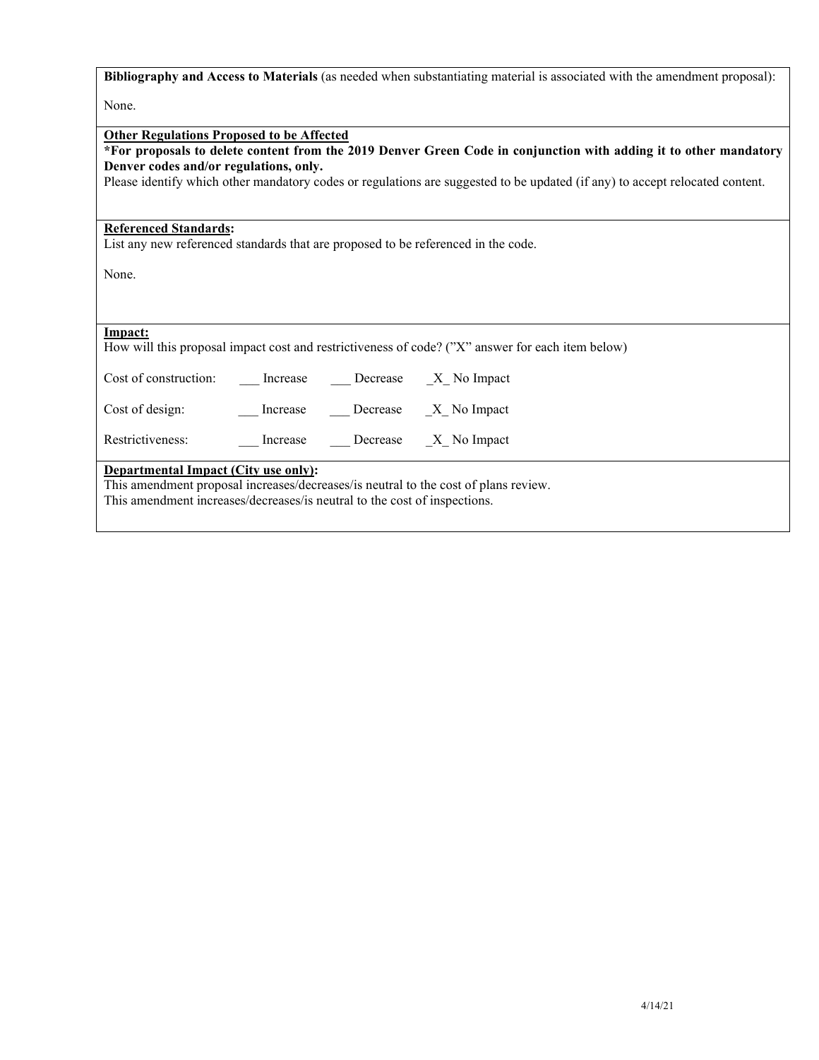**Bibliography and Access to Materials** (as needed when substantiating material is associated with the amendment proposal):

None.

**Other Regulations Proposed to be Affected**

**\*For proposals to delete content from the 2019 Denver Green Code in conjunction with adding it to other mandatory Denver codes and/or regulations, only.**

Please identify which other mandatory codes or regulations are suggested to be updated (if any) to accept relocated content.

**Referenced Standards:**

List any new referenced standards that are proposed to be referenced in the code.

None.

**Impact:**

How will this proposal impact cost and restrictiveness of code? ("X" answer for each item below)

| | | | |
|---|---|---|---|
| Cost of construction: | ___ Increase | ___ Decrease | _X_ No Impact |
| Cost of design: | ___ Increase | ___ Decrease | _X_ No Impact |
| Restrictiveness: | ___ Increase | ___ Decrease | _X_ No Impact |

**Departmental Impact (City use only):**

This amendment proposal increases/decreases/is neutral to the cost of plans review.

This amendment increases/decreases/is neutral to the cost of inspections.

4/14/21